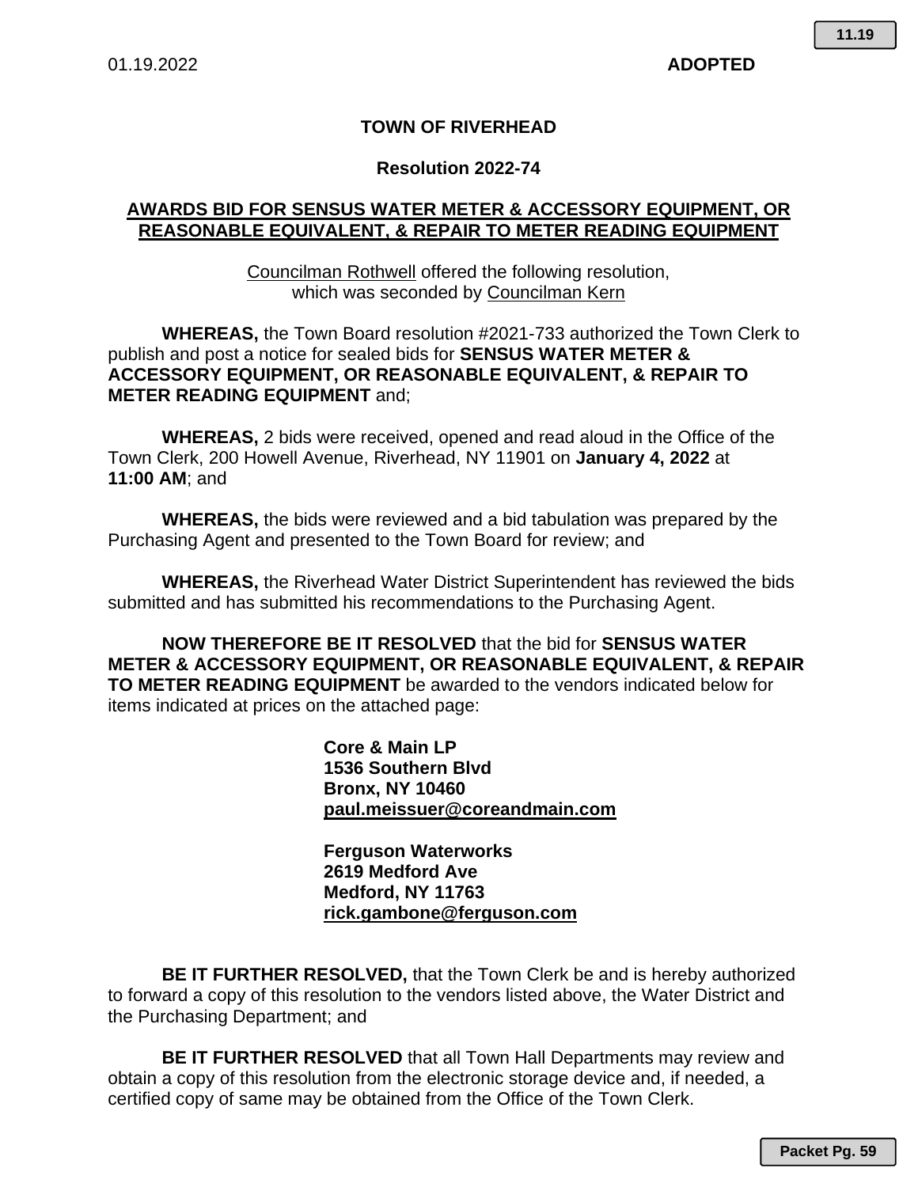01.19.2022 **ADOPTED**

**TOWN OF RIVERHEAD**

**Resolution 2022-74**

**AWARDS BID FOR SENSUS WATER METER & ACCESSORY EQUIPMENT, OR REASONABLE EQUIVALENT, & REPAIR TO METER READING EQUIPMENT**

Councilman Rothwell offered the following resolution, which was seconded by Councilman Kern

**WHEREAS,** the Town Board resolution #2021-733 authorized the Town Clerk to publish and post a notice for sealed bids for **SENSUS WATER METER & ACCESSORY EQUIPMENT, OR REASONABLE EQUIVALENT, & REPAIR TO METER READING EQUIPMENT** and;

**WHEREAS,** 2 bids were received, opened and read aloud in the Office of the Town Clerk, 200 Howell Avenue, Riverhead, NY 11901 on **January 4, 2022** at **11:00 AM**; and

**WHEREAS,** the bids were reviewed and a bid tabulation was prepared by the Purchasing Agent and presented to the Town Board for review; and

**WHEREAS,** the Riverhead Water District Superintendent has reviewed the bids submitted and has submitted his recommendations to the Purchasing Agent.

**NOW THEREFORE BE IT RESOLVED** that the bid for **SENSUS WATER METER & ACCESSORY EQUIPMENT, OR REASONABLE EQUIVALENT, & REPAIR TO METER READING EQUIPMENT** be awarded to the vendors indicated below for items indicated at prices on the attached page:

**Core & Main LP**
**1536 Southern Blvd**
**Bronx, NY 10460**
**paul.meissuer@coreandmain.com**

**Ferguson Waterworks**
**2619 Medford Ave**
**Medford, NY 11763**
**rick.gambone@ferguson.com**

**BE IT FURTHER RESOLVED,** that the Town Clerk be and is hereby authorized to forward a copy of this resolution to the vendors listed above, the Water District and the Purchasing Department; and

**BE IT FURTHER RESOLVED** that all Town Hall Departments may review and obtain a copy of this resolution from the electronic storage device and, if needed, a certified copy of same may be obtained from the Office of the Town Clerk.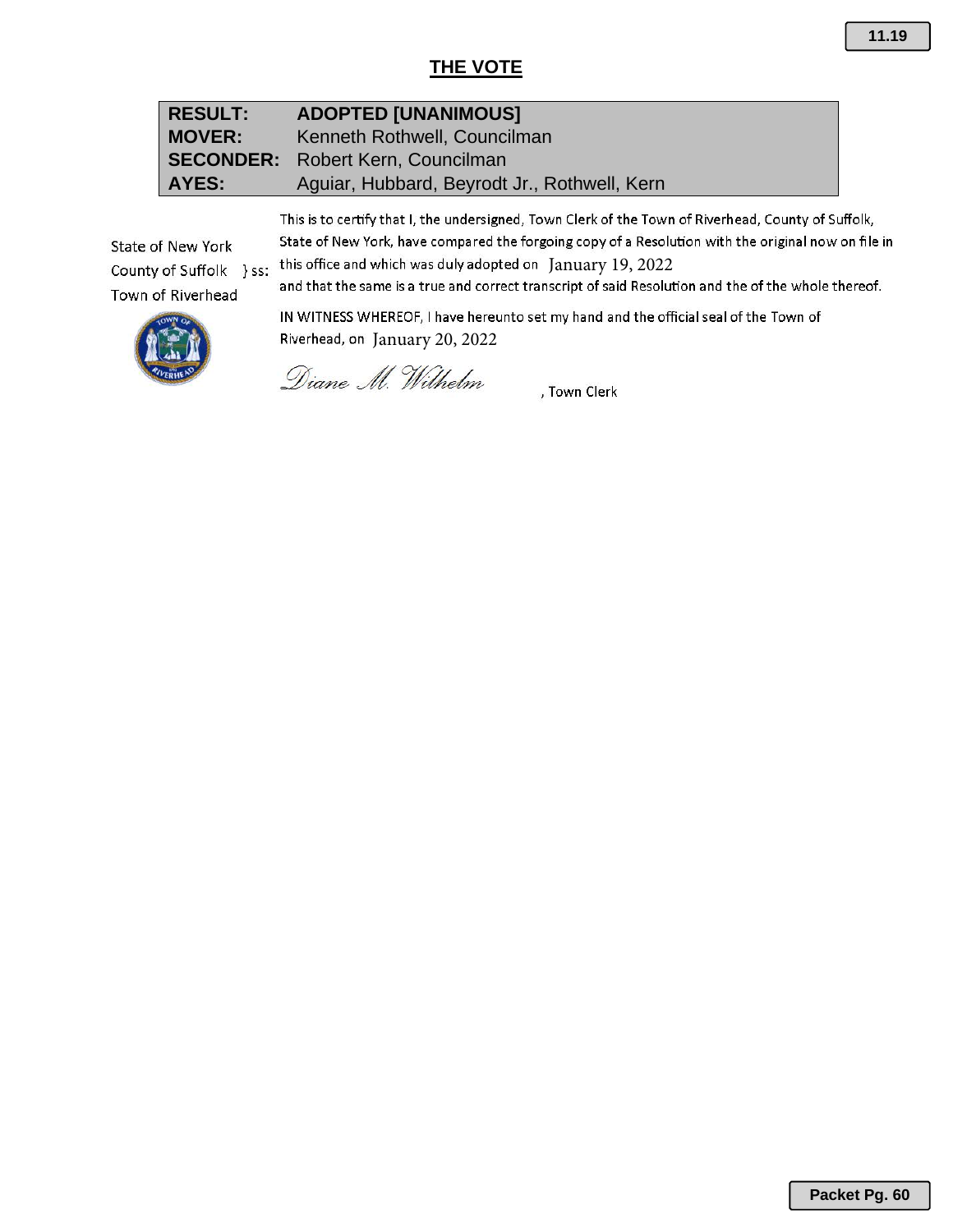## THE VOTE

| | |
|---|---|
| **RESULT:** | **ADOPTED [UNANIMOUS]** |
| **MOVER:** | Kenneth Rothwell, Councilman |
| **SECONDER:** | Robert Kern, Councilman |
| **AYES:** | Aguiar, Hubbard, Beyrodt Jr., Rothwell, Kern |

State of New York
County of Suffolk } ss:
Town of Riverhead

This is to certify that I, the undersigned, Town Clerk of the Town of Riverhead, County of Suffolk, State of New York, have compared the forgoing copy of a Resolution with the original now on file in this office and which was duly adopted on January 19, 2022 and that the same is a true and correct transcript of said Resolution and the of the whole thereof.

IN WITNESS WHEREOF, I have hereunto set my hand and the official seal of the Town of Riverhead, on January 20, 2022

*Diane M. Wilhelm*, Town Clerk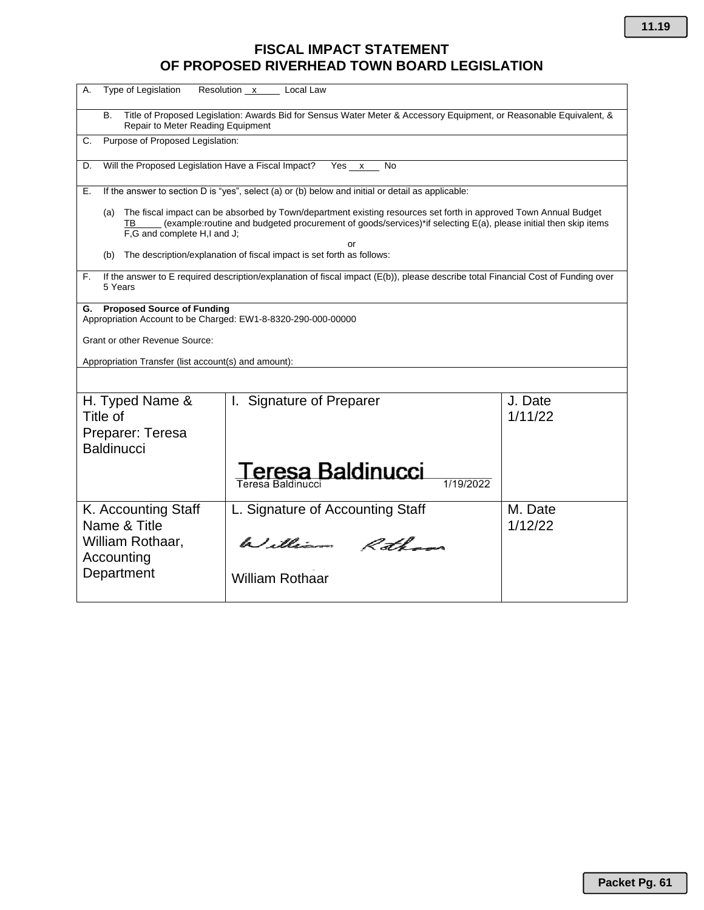# FISCAL IMPACT STATEMENT
# OF PROPOSED RIVERHEAD TOWN BOARD LEGISLATION

A. Type of Legislation Resolution \_\_x\_\_\_\_ Local Law

B. Title of Proposed Legislation: Awards Bid for Sensus Water Meter & Accessory Equipment, or Reasonable Equivalent, & Repair to Meter Reading Equipment

C. Purpose of Proposed Legislation:

D. Will the Proposed Legislation Have a Fiscal Impact? Yes \_\_x\_\_\_ No

E. If the answer to section D is "yes", select (a) or (b) below and initial or detail as applicable:

(a) The fiscal impact can be absorbed by Town/department existing resources set forth in approved Town Annual Budget TB\_\_\_\_\_ (example:routine and budgeted procurement of goods/services)*if selecting E(a), please initial then skip items F,G and complete H,I and J;

or

(b) The description/explanation of fiscal impact is set forth as follows:

F. If the answer to E required description/explanation of fiscal impact (E(b)), please describe total Financial Cost of Funding over 5 Years

**G. Proposed Source of Funding**

Appropriation Account to be Charged: EW1-8-8320-290-000-00000

Grant or other Revenue Source:

Appropriation Transfer (list account(s) and amount):

| H. Typed Name & Title of Preparer: Teresa Baldinucci | I. Signature of Preparer<br>Teresa Baldinucci<br>Teresa Baldinucci 1/19/2022 | J. Date<br>1/11/22 |
|---|---|---|
| K. Accounting Staff Name & Title<br>William Rothaar, Accounting Department | L. Signature of Accounting Staff<br>William Rothaar<br>William Rothaar | M. Date<br>1/12/22 |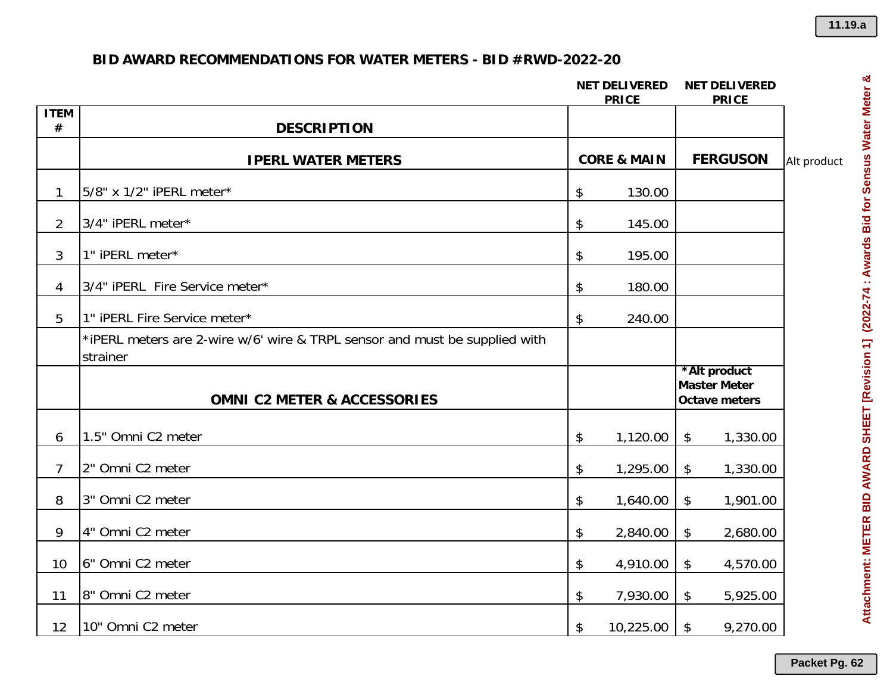## BID AWARD RECOMMENDATIONS FOR WATER METERS - BID #RWD-2022-20

| ITEM # | DESCRIPTION | NET DELIVERED PRICE | NET DELIVERED PRICE | |
|---|---|---|---|---|
| | **IPERL WATER METERS** | **CORE & MAIN** | **FERGUSON** | Alt product |
| 1 | 5/8" x 1/2" iPERL meter* | $ 130.00 | | |
| 2 | 3/4" iPERL meter* | $ 145.00 | | |
| 3 | 1" iPERL meter* | $ 195.00 | | |
| 4 | 3/4" iPERL Fire Service meter* | $ 180.00 | | |
| 5 | 1" iPERL Fire Service meter* | $ 240.00 | | |
| | *iPERL meters are 2-wire w/6' wire & TRPL sensor and must be supplied with strainer | | | |
| | **OMNI C2 METER & ACCESSORIES** | | ***Alt product Master Meter Octave meters** | |
| 6 | 1.5" Omni C2 meter | $ 1,120.00 | $ 1,330.00 | |
| 7 | 2" Omni C2 meter | $ 1,295.00 | $ 1,330.00 | |
| 8 | 3" Omni C2 meter | $ 1,640.00 | $ 1,901.00 | |
| 9 | 4" Omni C2 meter | $ 2,840.00 | $ 2,680.00 | |
| 10 | 6" Omni C2 meter | $ 4,910.00 | $ 4,570.00 | |
| 11 | 8" Omni C2 meter | $ 7,930.00 | $ 5,925.00 | |
| 12 | 10" Omni C2 meter | $ 10,225.00 | $ 9,270.00 | |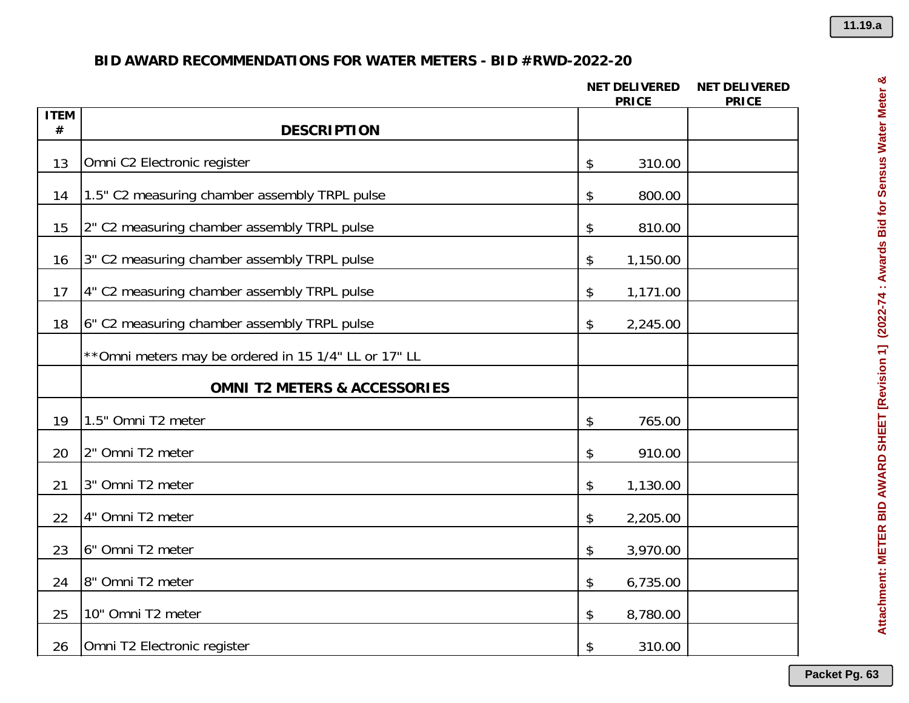## BID AWARD RECOMMENDATIONS FOR WATER METERS - BID #RWD-2022-20

| ITEM # | DESCRIPTION | NET DELIVERED PRICE | NET DELIVERED PRICE |
|---|---|---|---|
| 13 | Omni C2 Electronic register | $ 310.00 | |
| 14 | 1.5" C2 measuring chamber assembly TRPL pulse | $ 800.00 | |
| 15 | 2" C2 measuring chamber assembly TRPL pulse | $ 810.00 | |
| 16 | 3" C2 measuring chamber assembly TRPL pulse | $ 1,150.00 | |
| 17 | 4" C2 measuring chamber assembly TRPL pulse | $ 1,171.00 | |
| 18 | 6" C2 measuring chamber assembly TRPL pulse | $ 2,245.00 | |
| | **Omni meters may be ordered in 15 1/4" LL or 17" LL | | |
| | **OMNI T2 METERS & ACCESSORIES** | | |
| 19 | 1.5" Omni T2 meter | $ 765.00 | |
| 20 | 2" Omni T2 meter | $ 910.00 | |
| 21 | 3" Omni T2 meter | $ 1,130.00 | |
| 22 | 4" Omni T2 meter | $ 2,205.00 | |
| 23 | 6" Omni T2 meter | $ 3,970.00 | |
| 24 | 8" Omni T2 meter | $ 6,735.00 | |
| 25 | 10" Omni T2 meter | $ 8,780.00 | |
| 26 | Omni T2 Electronic register | $ 310.00 | |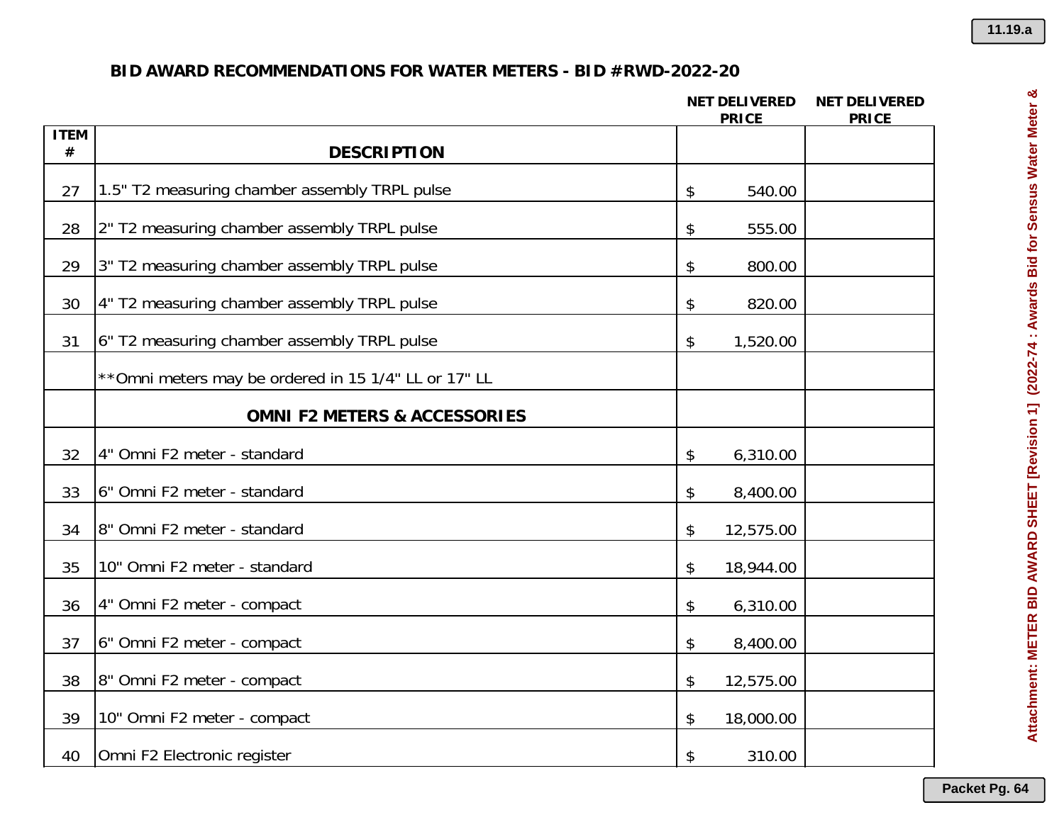## BID AWARD RECOMMENDATIONS FOR WATER METERS - BID #RWD-2022-20

| ITEM # | DESCRIPTION | NET DELIVERED PRICE | NET DELIVERED PRICE |
|---|---|---|---|
| 27 | 1.5" T2 measuring chamber assembly TRPL pulse | $ 540.00 | |
| 28 | 2" T2 measuring chamber assembly TRPL pulse | $ 555.00 | |
| 29 | 3" T2 measuring chamber assembly TRPL pulse | $ 800.00 | |
| 30 | 4" T2 measuring chamber assembly TRPL pulse | $ 820.00 | |
| 31 | 6" T2 measuring chamber assembly TRPL pulse | $ 1,520.00 | |
| | **Omni meters may be ordered in 15 1/4" LL or 17" LL | | |
| | **OMNI F2 METERS & ACCESSORIES** | | |
| 32 | 4" Omni F2 meter - standard | $ 6,310.00 | |
| 33 | 6" Omni F2 meter - standard | $ 8,400.00 | |
| 34 | 8" Omni F2 meter - standard | $ 12,575.00 | |
| 35 | 10" Omni F2 meter - standard | $ 18,944.00 | |
| 36 | 4" Omni F2 meter - compact | $ 6,310.00 | |
| 37 | 6" Omni F2 meter - compact | $ 8,400.00 | |
| 38 | 8" Omni F2 meter - compact | $ 12,575.00 | |
| 39 | 10" Omni F2 meter - compact | $ 18,000.00 | |
| 40 | Omni F2 Electronic register | $ 310.00 | |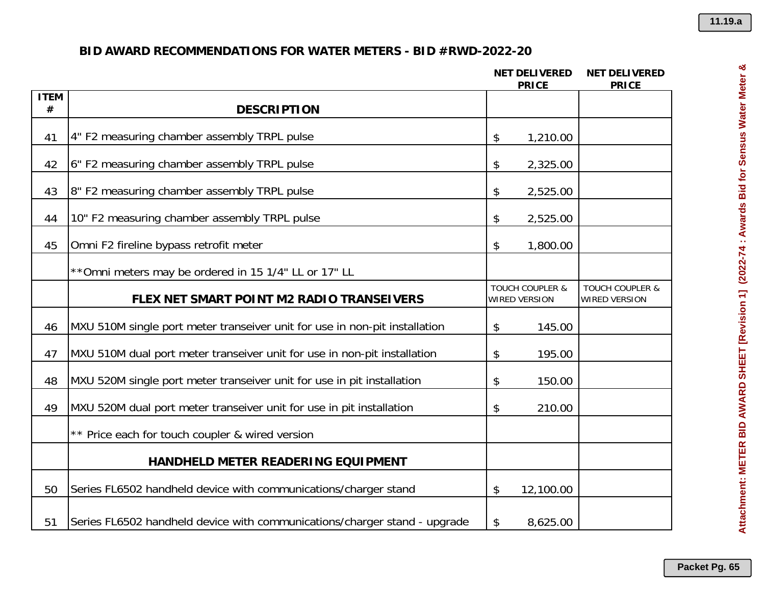## BID AWARD RECOMMENDATIONS FOR WATER METERS - BID #RWD-2022-20

| ITEM # | DESCRIPTION | NET DELIVERED PRICE | NET DELIVERED PRICE |
|---|---|---|---|
| 41 | 4" F2 measuring chamber assembly TRPL pulse | $ 1,210.00 | |
| 42 | 6" F2 measuring chamber assembly TRPL pulse | $ 2,325.00 | |
| 43 | 8" F2 measuring chamber assembly TRPL pulse | $ 2,525.00 | |
| 44 | 10" F2 measuring chamber assembly TRPL pulse | $ 2,525.00 | |
| 45 | Omni F2 fireline bypass retrofit meter | $ 1,800.00 | |
| | **Omni meters may be ordered in 15 1/4" LL or 17" LL | | |
| | **FLEX NET SMART POINT M2 RADIO TRANSEIVERS** | TOUCH COUPLER & WIRED VERSION | TOUCH COUPLER & WIRED VERSION |
| 46 | MXU 510M single port meter transeiver unit for use in non-pit installation | $ 145.00 | |
| 47 | MXU 510M dual port meter transeiver unit for use in non-pit installation | $ 195.00 | |
| 48 | MXU 520M single port meter transeiver unit for use in pit installation | $ 150.00 | |
| 49 | MXU 520M dual port meter transeiver unit for use in pit installation | $ 210.00 | |
| | ** Price each for touch coupler & wired version | | |
| | **HANDHELD METER READERING EQUIPMENT** | | |
| 50 | Series FL6502 handheld device with communications/charger stand | $ 12,100.00 | |
| 51 | Series FL6502 handheld device with communications/charger stand - upgrade | $ 8,625.00 | |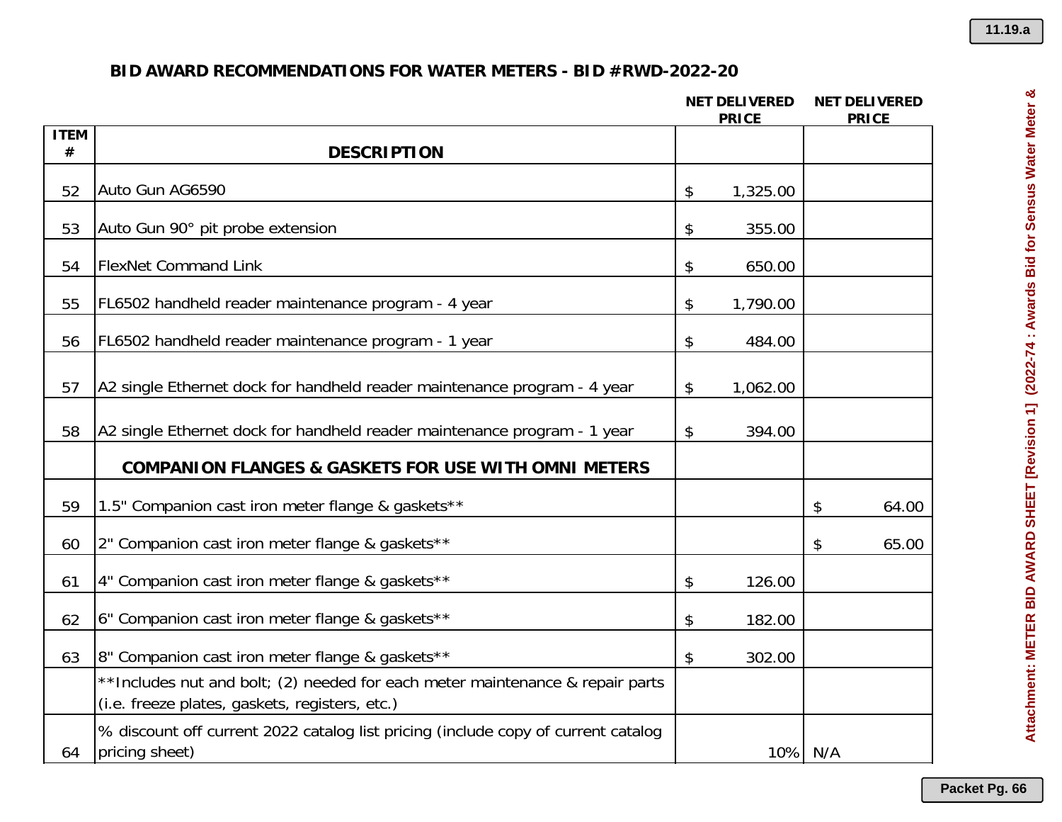## BID AWARD RECOMMENDATIONS FOR WATER METERS - BID #RWD-2022-20

| ITEM # | DESCRIPTION | NET DELIVERED PRICE | NET DELIVERED PRICE |
|---|---|---|---|
| 52 | Auto Gun AG6590 | $ 1,325.00 | |
| 53 | Auto Gun 90° pit probe extension | $ 355.00 | |
| 54 | FlexNet Command Link | $ 650.00 | |
| 55 | FL6502 handheld reader maintenance program - 4 year | $ 1,790.00 | |
| 56 | FL6502 handheld reader maintenance program - 1 year | $ 484.00 | |
| 57 | A2 single Ethernet dock for handheld reader maintenance program - 4 year | $ 1,062.00 | |
| 58 | A2 single Ethernet dock for handheld reader maintenance program - 1 year | $ 394.00 | |
| | **COMPANION FLANGES & GASKETS FOR USE WITH OMNI METERS** | | |
| 59 | 1.5" Companion cast iron meter flange & gaskets** | | $ 64.00 |
| 60 | 2" Companion cast iron meter flange & gaskets** | | $ 65.00 |
| 61 | 4" Companion cast iron meter flange & gaskets** | $ 126.00 | |
| 62 | 6" Companion cast iron meter flange & gaskets** | $ 182.00 | |
| 63 | 8" Companion cast iron meter flange & gaskets** | $ 302.00 | |
| | **Includes nut and bolt; (2) needed for each meter maintenance & repair parts (i.e. freeze plates, gaskets, registers, etc.) | | |
| 64 | % discount off current 2022 catalog list pricing (include copy of current catalog pricing sheet) | 10% | N/A |

Attachment: METER BID AWARD SHEET [Revision 1] (2022-74 : Awards Bid for Sensus Water Meter &